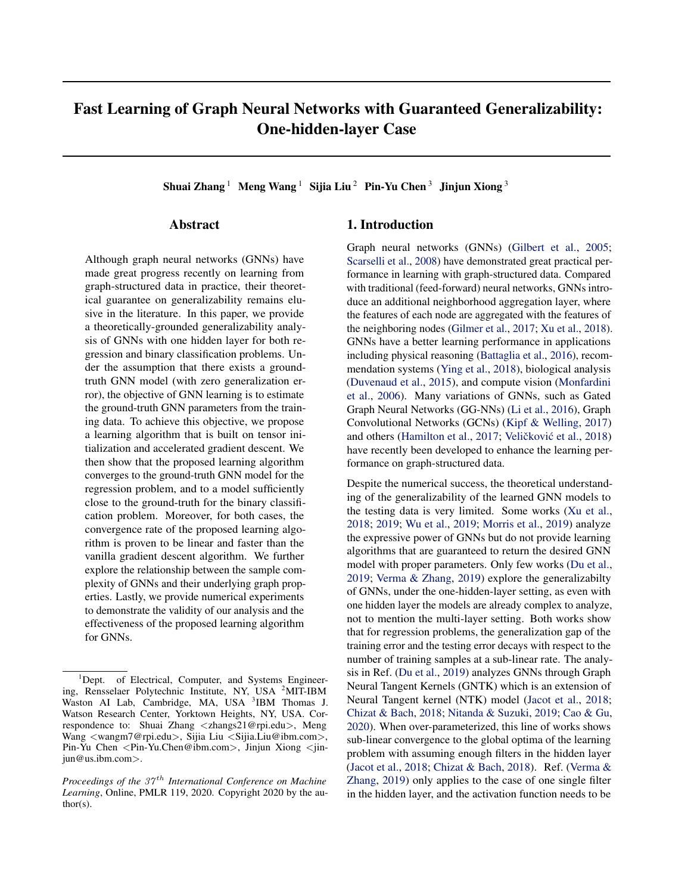# Fast Learning of Graph Neural Networks with Guaranteed Generalizability: One-hidden-layer Case

**Shuai Zhang** [1] **Meng Wang** [1] **Sijia Liu** [2] **Pin-Yu Chen** [3] **Jinjun Xiong** [3]

## Abstract

Although graph neural networks (GNNs) have made great progress recently on learning from graph-structured data in practice, their theoretical guarantee on generalizability remains elusive in the literature. In this paper, we provide a theoretically-grounded generalizability analysis of GNNs with one hidden layer for both regression and binary classification problems. Under the assumption that there exists a ground-truth GNN model (with zero generalization error), the objective of GNN learning is to estimate the ground-truth GNN parameters from the training data. To achieve this objective, we propose a learning algorithm that is built on tensor initialization and accelerated gradient descent. We then show that the proposed learning algorithm converges to the ground-truth GNN model for the regression problem, and to a model sufficiently close to the ground-truth for the binary classification problem. Moreover, for both cases, the convergence rate of the proposed learning algorithm is proven to be linear and faster than the vanilla gradient descent algorithm. We further explore the relationship between the sample complexity of GNNs and their underlying graph properties. Lastly, we provide numerical experiments to demonstrate the validity of our analysis and the effectiveness of the proposed learning algorithm for GNNs.

## 1. Introduction

Graph neural networks (GNNs) (Gilbert et al., 2005; Scarselli et al., 2008) have demonstrated great practical performance in learning with graph-structured data. Compared with traditional (feed-forward) neural networks, GNNs introduce an additional neighborhood aggregation layer, where the features of each node are aggregated with the features of the neighboring nodes (Gilmer et al., 2017; Xu et al., 2018). GNNs have a better learning performance in applications including physical reasoning (Battaglia et al., 2016), recommendation systems (Ying et al., 2018), biological analysis (Duvenaud et al., 2015), and compute vision (Monfardini et al., 2006). Many variations of GNNs, such as Gated Graph Neural Networks (GG-NNs) (Li et al., 2016), Graph Convolutional Networks (GCNs) (Kipf & Welling, 2017) and others (Hamilton et al., 2017; Veličković et al., 2018) have recently been developed to enhance the learning performance on graph-structured data.

Despite the numerical success, the theoretical understanding of the generalizability of the learned GNN models to the testing data is very limited. Some works (Xu et al., 2018; 2019; Wu et al., 2019; Morris et al., 2019) analyze the expressive power of GNNs but do not provide learning algorithms that are guaranteed to return the desired GNN model with proper parameters. Only few works (Du et al., 2019; Verma & Zhang, 2019) explore the generalizabilty of GNNs, under the one-hidden-layer setting, as even with one hidden layer the models are already complex to analyze, not to mention the multi-layer setting. Both works show that for regression problems, the generalization gap of the training error and the testing error decays with respect to the number of training samples at a sub-linear rate. The analysis in Ref. (Du et al., 2019) analyzes GNNs through Graph Neural Tangent Kernels (GNTK) which is an extension of Neural Tangent kernel (NTK) model (Jacot et al., 2018; Chizat & Bach, 2018; Nitanda & Suzuki, 2019; Cao & Gu, 2020). When over-parameterized, this line of works shows sub-linear convergence to the global optima of the learning problem with assuming enough filters in the hidden layer (Jacot et al., 2018; Chizat & Bach, 2018). Ref. (Verma & Zhang, 2019) only applies to the case of one single filter in the hidden layer, and the activation function needs to be

---

[1] Dept. of Electrical, Computer, and Systems Engineering, Rensselaer Polytechnic Institute, NY, USA [2] MIT-IBM Waston AI Lab, Cambridge, MA, USA [3] IBM Thomas J. Watson Research Center, Yorktown Heights, NY, USA. Correspondence to: Shuai Zhang <zhangs21@rpi.edu>, Meng Wang <wangm7@rpi.edu>, Sijia Liu <Sijia.Liu@ibm.com>, Pin-Yu Chen <Pin-Yu.Chen@ibm.com>, Jinjun Xiong <jinjun@us.ibm.com>.

*Proceedings of the $37^{th}$ International Conference on Machine Learning*, Online, PMLR 119, 2020. Copyright 2020 by the author(s).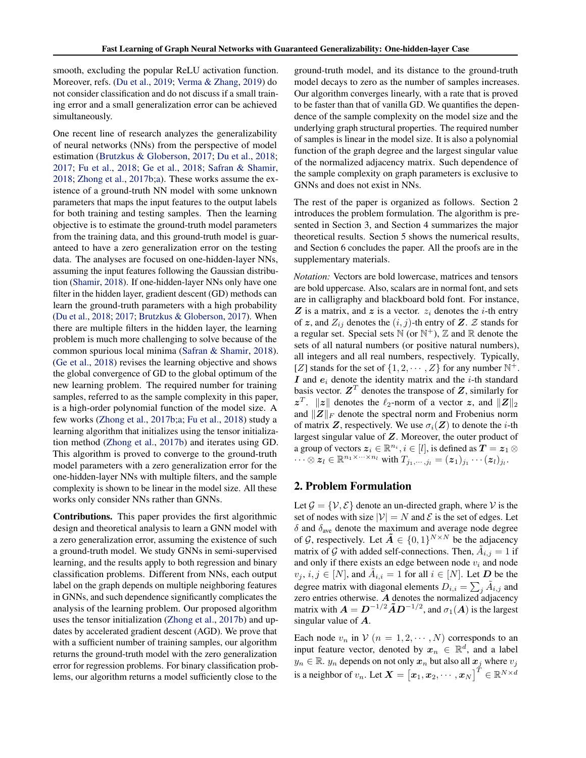smooth, excluding the popular ReLU activation function. Moreover, refs. (Du et al., 2019; Verma & Zhang, 2019) do not consider classification and do not discuss if a small training error and a small generalization error can be achieved simultaneously.

One recent line of research analyzes the generalizability of neural networks (NNs) from the perspective of model estimation (Brutzkus & Globerson, 2017; Du et al., 2018; 2017; Fu et al., 2018; Ge et al., 2018; Safran & Shamir, 2018; Zhong et al., 2017b;a). These works assume the existence of a ground-truth NN model with some unknown parameters that maps the input features to the output labels for both training and testing samples. Then the learning objective is to estimate the ground-truth model parameters from the training data, and this ground-truth model is guaranteed to have a zero generalization error on the testing data. The analyses are focused on one-hidden-layer NNs, assuming the input features following the Gaussian distribution (Shamir, 2018). If one-hidden-layer NNs only have one filter in the hidden layer, gradient descent (GD) methods can learn the ground-truth parameters with a high probability (Du et al., 2018; 2017; Brutzkus & Globerson, 2017). When there are multiple filters in the hidden layer, the learning problem is much more challenging to solve because of the common spurious local minima (Safran & Shamir, 2018). (Ge et al., 2018) revises the learning objective and shows the global convergence of GD to the global optimum of the new learning problem. The required number for training samples, referred to as the sample complexity in this paper, is a high-order polynomial function of the model size. A few works (Zhong et al., 2017b;a; Fu et al., 2018) study a learning algorithm that initializes using the tensor initialization method (Zhong et al., 2017b) and iterates using GD. This algorithm is proved to converge to the ground-truth model parameters with a zero generalization error for the one-hidden-layer NNs with multiple filters, and the sample complexity is shown to be linear in the model size. All these works only consider NNs rather than GNNs.

**Contributions.** This paper provides the first algorithmic design and theoretical analysis to learn a GNN model with a zero generalization error, assuming the existence of such a ground-truth model. We study GNNs in semi-supervised learning, and the results apply to both regression and binary classification problems. Different from NNs, each output label on the graph depends on multiple neighboring features in GNNs, and such dependence significantly complicates the analysis of the learning problem. Our proposed algorithm uses the tensor initialization (Zhong et al., 2017b) and updates by accelerated gradient descent (AGD). We prove that with a sufficient number of training samples, our algorithm returns the ground-truth model with the zero generalization error for regression problems. For binary classification problems, our algorithm returns a model sufficiently close to the ground-truth model, and its distance to the ground-truth model decays to zero as the number of samples increases. Our algorithm converges linearly, with a rate that is proved to be faster than that of vanilla GD. We quantifies the dependence of the sample complexity on the model size and the underlying graph structural properties. The required number of samples is linear in the model size. It is also a polynomial function of the graph degree and the largest singular value of the normalized adjacency matrix. Such dependence of the sample complexity on graph parameters is exclusive to GNNs and does not exist in NNs.

The rest of the paper is organized as follows. Section 2 introduces the problem formulation. The algorithm is presented in Section 3, and Section 4 summarizes the major theoretical results. Section 5 shows the numerical results, and Section 6 concludes the paper. All the proofs are in the supplementary materials.

*Notation:* Vectors are bold lowercase, matrices and tensors are bold uppercase. Also, scalars are in normal font, and sets are in calligraphy and blackboard bold font. For instance, $\boldsymbol{Z}$ is a matrix, and $\boldsymbol{z}$ is a vector. $z_i$ denotes the $i$-th entry of $\boldsymbol{z}$, and $Z_{ij}$ denotes the $(i,j)$-th entry of $\boldsymbol{Z}$. $\mathcal{Z}$ stands for a regular set. Special sets $\mathbb{N}$ (or $\mathbb{N}^+$), $\mathbb{Z}$ and $\mathbb{R}$ denote the sets of all natural numbers (or positive natural numbers), all integers and all real numbers, respectively. Typically, $[Z]$ stands for the set of $\{1, 2, \cdots, Z\}$ for any number $\mathbb{N}^+$. $\boldsymbol{I}$ and $\boldsymbol{e}_i$ denote the identity matrix and the $i$-th standard basis vector. $\boldsymbol{Z}^T$ denotes the transpose of $\boldsymbol{Z}$, similarly for $\boldsymbol{z}^T$. $\|\boldsymbol{z}\|$ denotes the $\ell_2$-norm of a vector $\boldsymbol{z}$, and $\|\boldsymbol{Z}\|_2$ and $\|\boldsymbol{Z}\|_F$ denote the spectral norm and Frobenius norm of matrix $\boldsymbol{Z}$, respectively. We use $\sigma_i(\boldsymbol{Z})$ to denote the $i$-th largest singular value of $\boldsymbol{Z}$. Moreover, the outer product of a group of vectors $\boldsymbol{z}_i \in \mathbb{R}^{n_i}, i \in [l]$, is defined as $\boldsymbol{T} = \boldsymbol{z}_1 \otimes \cdots \otimes \boldsymbol{z}_l \in \mathbb{R}^{n_1 \times \cdots \times n_l}$ with $T_{j_1, \cdots, j_l} = (\boldsymbol{z}_1)_{j_1} \cdots (\boldsymbol{z}_l)_{j_l}$.

## 2. Problem Formulation

Let $\mathcal{G} = \{\mathcal{V}, \mathcal{E}\}$ denote an un-directed graph, where $\mathcal{V}$ is the set of nodes with size $|\mathcal{V}| = N$ and $\mathcal{E}$ is the set of edges. Let $\delta$ and $\delta_{\text{ave}}$ denote the maximum and average node degree of $\mathcal{G}$, respectively. Let $\tilde{\boldsymbol{A}} \in \{0, 1\}^{N \times N}$ be the adjacency matrix of $\mathcal{G}$ with added self-connections. Then, $\tilde{A}_{i,j} = 1$ if and only if there exists an edge between node $v_i$ and node $v_j$, $i, j \in [N]$, and $\tilde{A}_{i,i} = 1$ for all $i \in [N]$. Let $\boldsymbol{D}$ be the degree matrix with diagonal elements $D_{i,i} = \sum_j \tilde{A}_{i,j}$ and zero entries otherwise. $\boldsymbol{A}$ denotes the normalized adjacency matrix with $\boldsymbol{A} = \boldsymbol{D}^{-1/2} \tilde{\boldsymbol{A}} \boldsymbol{D}^{-1/2}$, and $\sigma_1(\boldsymbol{A})$ is the largest singular value of $\boldsymbol{A}$.

Each node $v_n$ in $\mathcal{V}$ $(n = 1, 2, \cdots, N)$ corresponds to an input feature vector, denoted by $\boldsymbol{x}_n \in \mathbb{R}^d$, and a label $y_n \in \mathbb{R}$. $y_n$ depends on not only $\boldsymbol{x}_n$ but also all $\boldsymbol{x}_j$ where $v_j$ is a neighbor of $v_n$. Let $\boldsymbol{X} = \left[\boldsymbol{x}_1, \boldsymbol{x}_2, \cdots, \boldsymbol{x}_N\right]^T \in \mathbb{R}^{N \times d}$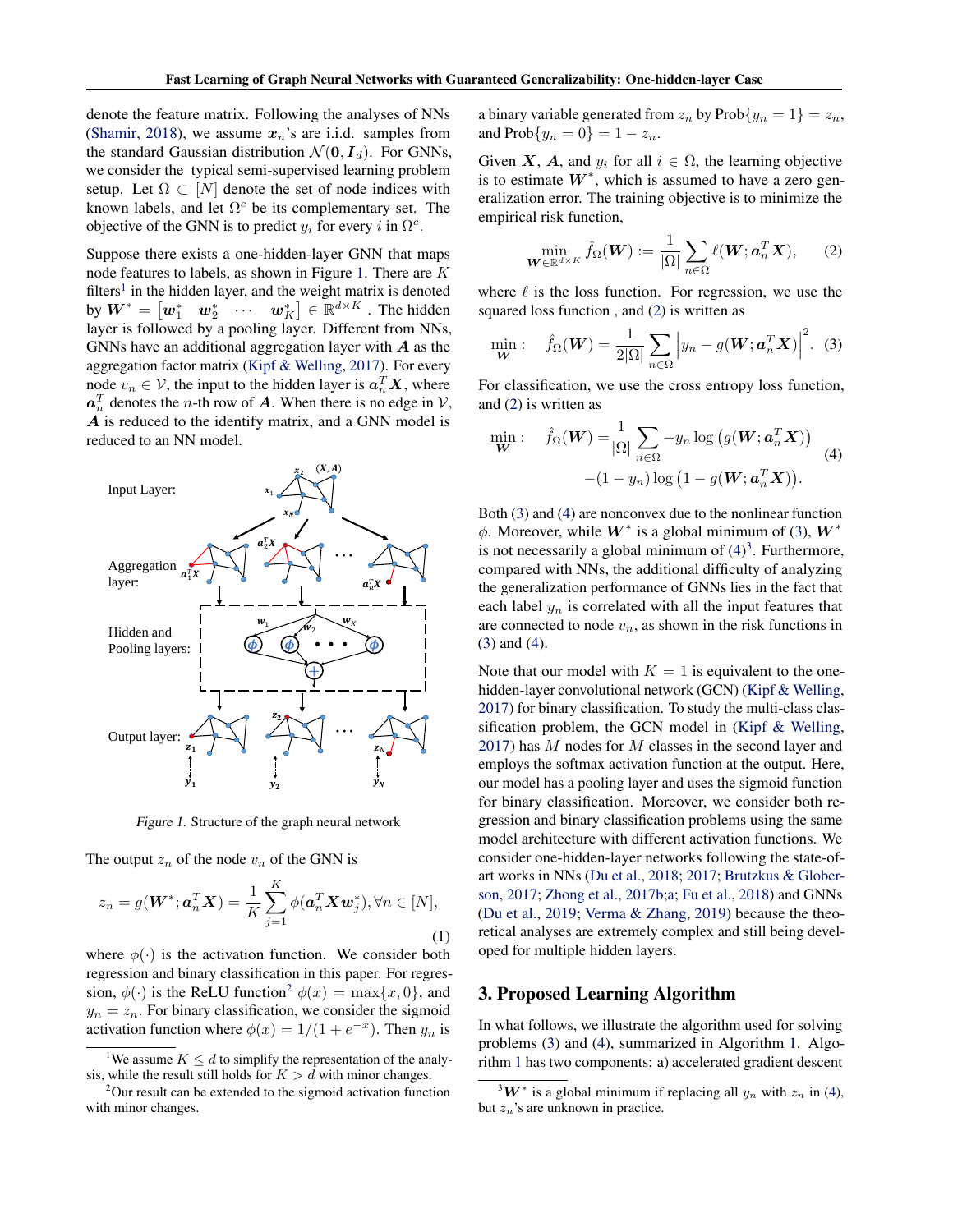denote the feature matrix. Following the analyses of NNs (Shamir, 2018), we assume $\boldsymbol{x}_n$'s are i.i.d. samples from the standard Gaussian distribution $\mathcal{N}(\mathbf{0}, \boldsymbol{I}_d)$. For GNNs, we consider the typical semi-supervised learning problem setup. Let $\Omega \subset [N]$ denote the set of node indices with known labels, and let $\Omega^c$ be its complementary set. The objective of the GNN is to predict $y_i$ for every $i$ in $\Omega^c$.

Suppose there exists a one-hidden-layer GNN that maps node features to labels, as shown in Figure 1. There are $K$ filters[1] in the hidden layer, and the weight matrix is denoted by $\boldsymbol{W}^* = \begin{bmatrix} \boldsymbol{w}_1^* & \boldsymbol{w}_2^* & \cdots & \boldsymbol{w}_K^* \end{bmatrix} \in \mathbb{R}^{d \times K}$. The hidden layer is followed by a pooling layer. Different from NNs, GNNs have an additional aggregation layer with $\boldsymbol{A}$ as the aggregation factor matrix (Kipf & Welling, 2017). For every node $v_n \in \mathcal{V}$, the input to the hidden layer is $\boldsymbol{a}_n^T \boldsymbol{X}$, where $\boldsymbol{a}_n^T$ denotes the $n$-th row of $\boldsymbol{A}$. When there is no edge in $\mathcal{V}$, $\boldsymbol{A}$ is reduced to the identify matrix, and a GNN model is reduced to an NN model.

*Figure 1.* Structure of the graph neural network

The output $z_n$ of the node $v_n$ of the GNN is

$$z_n = g(\boldsymbol{W}^*; \boldsymbol{a}_n^T \boldsymbol{X}) = \frac{1}{K} \sum_{j=1}^{K} \phi(\boldsymbol{a}_n^T \boldsymbol{X} \boldsymbol{w}_j^*), \forall n \in [N], \tag{1}$$

where $\phi(\cdot)$ is the activation function. We consider both regression and binary classification in this paper. For regression, $\phi(\cdot)$ is the ReLU function[2] $\phi(x) = \max\{x, 0\}$, and $y_n = z_n$. For binary classification, we consider the sigmoid activation function where $\phi(x) = 1/(1 + e^{-x})$. Then $y_n$ is a binary variable generated from $z_n$ by $\text{Prob}\{y_n = 1\} = z_n$, and $\text{Prob}\{y_n = 0\} = 1 - z_n$.

Given $\boldsymbol{X}$, $\boldsymbol{A}$, and $y_i$ for all $i \in \Omega$, the learning objective is to estimate $\boldsymbol{W}^*$, which is assumed to have a zero generalization error. The training objective is to minimize the empirical risk function,

$$\min_{\boldsymbol{W} \in \mathbb{R}^{d \times K}} \hat{f}_\Omega(\boldsymbol{W}) := \frac{1}{|\Omega|} \sum_{n \in \Omega} \ell(\boldsymbol{W}; \boldsymbol{a}_n^T \boldsymbol{X}), \tag{2}$$

where $\ell$ is the loss function. For regression, we use the squared loss function , and (2) is written as

$$\min_{\boldsymbol{W}}: \quad \hat{f}_\Omega(\boldsymbol{W}) = \frac{1}{2|\Omega|} \sum_{n \in \Omega} \left| y_n - g(\boldsymbol{W}; \boldsymbol{a}_n^T \boldsymbol{X}) \right|^2. \tag{3}$$

For classification, we use the cross entropy loss function, and (2) is written as

$$\begin{aligned} \min_{\boldsymbol{W}}: \quad \hat{f}_\Omega(\boldsymbol{W}) = & \frac{1}{|\Omega|} \sum_{n \in \Omega} -y_n \log\left(g(\boldsymbol{W}; \boldsymbol{a}_n^T \boldsymbol{X})\right) \\ & -(1 - y_n) \log\left(1 - g(\boldsymbol{W}; \boldsymbol{a}_n^T \boldsymbol{X})\right). \end{aligned} \tag{4}$$

Both (3) and (4) are nonconvex due to the nonlinear function $\phi$. Moreover, while $\boldsymbol{W}^*$ is a global minimum of (3), $\boldsymbol{W}^*$ is not necessarily a global minimum of (4)[3]. Furthermore, compared with NNs, the additional difficulty of analyzing the generalization performance of GNNs lies in the fact that each label $y_n$ is correlated with all the input features that are connected to node $v_n$, as shown in the risk functions in (3) and (4).

Note that our model with $K = 1$ is equivalent to the one-hidden-layer convolutional network (GCN) (Kipf & Welling, 2017) for binary classification. To study the multi-class classification problem, the GCN model in (Kipf & Welling, 2017) has $M$ nodes for $M$ classes in the second layer and employs the softmax activation function at the output. Here, our model has a pooling layer and uses the sigmoid function for binary classification. Moreover, we consider both regression and binary classification problems using the same model architecture with different activation functions. We consider one-hidden-layer networks following the state-of-art works in NNs (Du et al., 2018; 2017; Brutzkus & Globerson, 2017; Zhong et al., 2017b;a; Fu et al., 2018) and GNNs (Du et al., 2019; Verma & Zhang, 2019) because the theoretical analyses are extremely complex and still being developed for multiple hidden layers.

## 3. Proposed Learning Algorithm

In what follows, we illustrate the algorithm used for solving problems (3) and (4), summarized in Algorithm 1. Algorithm 1 has two components: a) accelerated gradient descent

[1] We assume $K \leq d$ to simplify the representation of the analysis, while the result still holds for $K > d$ with minor changes.

[2] Our result can be extended to the sigmoid activation function with minor changes.

[3] $\boldsymbol{W}^*$ is a global minimum if replacing all $y_n$ with $z_n$ in (4), but $z_n$'s are unknown in practice.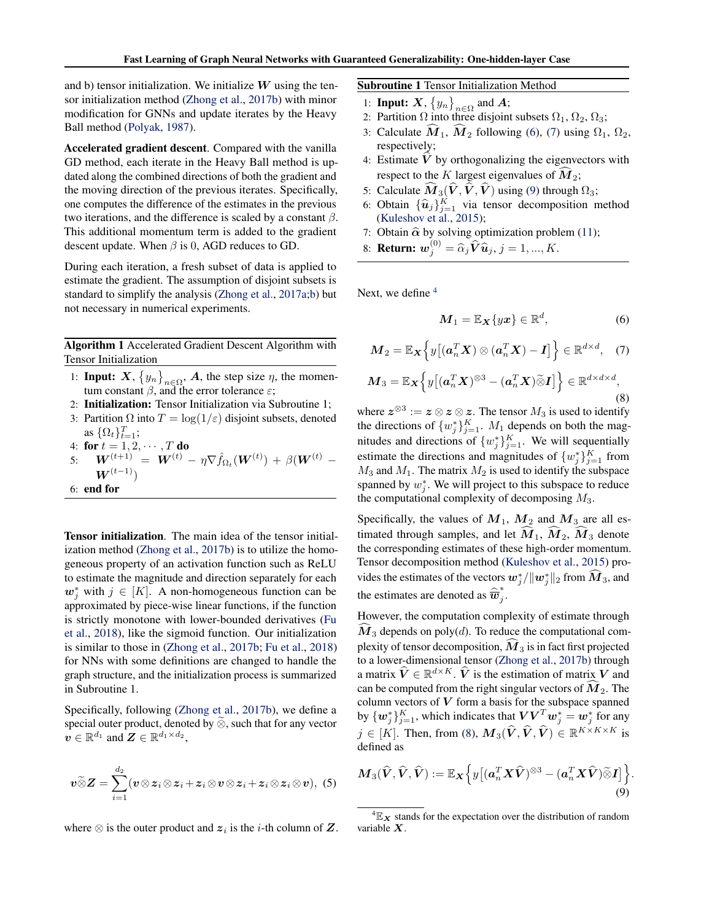and b) tensor initialization. We initialize $\boldsymbol{W}$ using the tensor initialization method (Zhong et al., 2017b) with minor modification for GNNs and update iterates by the Heavy Ball method (Polyak, 1987).

**Accelerated gradient descent**. Compared with the vanilla GD method, each iterate in the Heavy Ball method is updated along the combined directions of both the gradient and the moving direction of the previous iterates. Specifically, one computes the difference of the estimates in the previous two iterations, and the difference is scaled by a constant $\beta$. This additional momentum term is added to the gradient descent update. When $\beta$ is 0, AGD reduces to GD.

During each iteration, a fresh subset of data is applied to estimate the gradient. The assumption of disjoint subsets is standard to simplify the analysis (Zhong et al., 2017a;b) but not necessary in numerical experiments.

---

**Algorithm 1** Accelerated Gradient Descent Algorithm with Tensor Initialization

1: **Input:** $\boldsymbol{X}$, $\{y_n\}_{n\in\Omega}$, $\boldsymbol{A}$, the step size $\eta$, the momentum constant $\beta$, and the error tolerance $\varepsilon$;
2: **Initialization:** Tensor Initialization via Subroutine 1;
3: Partition $\Omega$ into $T = \log(1/\varepsilon)$ disjoint subsets, denoted as $\{\Omega_t\}_{t=1}^T$;
4: **for** $t = 1, 2, \cdots, T$ **do**
5: $\quad \boldsymbol{W}^{(t+1)} = \boldsymbol{W}^{(t)} - \eta \nabla \hat{f}_{\Omega_t}(\boldsymbol{W}^{(t)}) + \beta(\boldsymbol{W}^{(t)} - \boldsymbol{W}^{(t-1)})$
6: **end for**

---

**Tensor initialization**. The main idea of the tensor initialization method (Zhong et al., 2017b) is to utilize the homogeneous property of an activation function such as ReLU to estimate the magnitude and direction separately for each $\boldsymbol{w}_j^*$ with $j \in [K]$. A non-homogeneous function can be approximated by piece-wise linear functions, if the function is strictly monotone with lower-bounded derivatives (Fu et al., 2018), like the sigmoid function. Our initialization is similar to those in (Zhong et al., 2017b; Fu et al., 2018) for NNs with some definitions are changed to handle the graph structure, and the initialization process is summarized in Subroutine 1.

Specifically, following (Zhong et al., 2017b), we define a special outer product, denoted by $\widetilde{\otimes}$, such that for any vector $\boldsymbol{v} \in \mathbb{R}^{d_1}$ and $\boldsymbol{Z} \in \mathbb{R}^{d_1 \times d_2}$,

$$\boldsymbol{v}\widetilde{\otimes}\boldsymbol{Z} = \sum_{i=1}^{d_2}(\boldsymbol{v}\otimes\boldsymbol{z}_i\otimes\boldsymbol{z}_i + \boldsymbol{z}_i\otimes\boldsymbol{v}\otimes\boldsymbol{z}_i + \boldsymbol{z}_i\otimes\boldsymbol{z}_i\otimes\boldsymbol{v}), \quad (5)$$

where $\otimes$ is the outer product and $\boldsymbol{z}_i$ is the $i$-th column of $\boldsymbol{Z}$.

---

**Subroutine 1** Tensor Initialization Method

1: **Input:** $\boldsymbol{X}$, $\{y_n\}_{n\in\Omega}$ and $\boldsymbol{A}$;
2: Partition $\Omega$ into three disjoint subsets $\Omega_1$, $\Omega_2$, $\Omega_3$;
3: Calculate $\widehat{\boldsymbol{M}}_1$, $\widehat{\boldsymbol{M}}_2$ following (6), (7) using $\Omega_1$, $\Omega_2$, respectively;
4: Estimate $\widehat{\boldsymbol{V}}$ by orthogonalizing the eigenvectors with respect to the $K$ largest eigenvalues of $\widehat{\boldsymbol{M}}_2$;
5: Calculate $\widehat{\boldsymbol{M}}_3(\widehat{\boldsymbol{V}}, \widehat{\boldsymbol{V}}, \widehat{\boldsymbol{V}})$ using (9) through $\Omega_3$;
6: Obtain $\{\widehat{\boldsymbol{u}}_j\}_{j=1}^K$ via tensor decomposition method (Kuleshov et al., 2015);
7: Obtain $\widehat{\boldsymbol{\alpha}}$ by solving optimization problem (11);
8: **Return:** $\boldsymbol{w}_j^{(0)} = \widehat{\alpha}_j \widehat{\boldsymbol{V}} \widehat{\boldsymbol{u}}_j$, $j = 1, ..., K$.

---

Next, we define [4]

$$\boldsymbol{M}_1 = \mathbb{E}_{\boldsymbol{X}}\{y\boldsymbol{x}\} \in \mathbb{R}^d, \quad (6)$$

$$\boldsymbol{M}_2 = \mathbb{E}_{\boldsymbol{X}}\Big\{y\big[(\boldsymbol{a}_n^T\boldsymbol{X})\otimes(\boldsymbol{a}_n^T\boldsymbol{X}) - \boldsymbol{I}\big]\Big\} \in \mathbb{R}^{d\times d}, \quad (7)$$

$$\boldsymbol{M}_3 = \mathbb{E}_{\boldsymbol{X}}\Big\{y\big[(\boldsymbol{a}_n^T\boldsymbol{X})^{\otimes 3} - (\boldsymbol{a}_n^T\boldsymbol{X})\widetilde{\otimes}\boldsymbol{I}\big]\Big\} \in \mathbb{R}^{d\times d\times d}, \quad (8)$$

where $\boldsymbol{z}^{\otimes 3} := \boldsymbol{z}\otimes\boldsymbol{z}\otimes\boldsymbol{z}$. The tensor $M_3$ is used to identify the directions of $\{w_j^*\}_{j=1}^K$. $M_1$ depends on both the magnitudes and directions of $\{w_j^*\}_{j=1}^K$. We will sequentially estimate the directions and magnitudes of $\{w_j^*\}_{j=1}^K$ from $M_3$ and $M_1$. The matrix $M_2$ is used to identify the subspace spanned by $w_j^*$. We will project to this subspace to reduce the computational complexity of decomposing $M_3$.

Specifically, the values of $\boldsymbol{M}_1$, $\boldsymbol{M}_2$ and $\boldsymbol{M}_3$ are all estimated through samples, and let $\widehat{\boldsymbol{M}}_1$, $\widehat{\boldsymbol{M}}_2$, $\widehat{\boldsymbol{M}}_3$ denote the corresponding estimates of these high-order momentum. Tensor decomposition method (Kuleshov et al., 2015) provides the estimates of the vectors $\boldsymbol{w}_j^*/\|\boldsymbol{w}_j^*\|_2$ from $\widehat{\boldsymbol{M}}_3$, and the estimates are denoted as $\widehat{\overline{\boldsymbol{w}}}_j^*$.

However, the computation complexity of estimate through $\widehat{\boldsymbol{M}}_3$ depends on poly$(d)$. To reduce the computational complexity of tensor decomposition, $\widehat{\boldsymbol{M}}_3$ is in fact first projected to a lower-dimensional tensor (Zhong et al., 2017b) through a matrix $\widehat{\boldsymbol{V}} \in \mathbb{R}^{d\times K}$. $\widehat{\boldsymbol{V}}$ is the estimation of matrix $\boldsymbol{V}$ and can be computed from the right singular vectors of $\widehat{\boldsymbol{M}}_2$. The column vectors of $\boldsymbol{V}$ form a basis for the subspace spanned by $\{\boldsymbol{w}_j^*\}_{j=1}^K$, which indicates that $\boldsymbol{V}\boldsymbol{V}^T\boldsymbol{w}_j^* = \boldsymbol{w}_j^*$ for any $j \in [K]$. Then, from (8), $\boldsymbol{M}_3(\widehat{\boldsymbol{V}}, \widehat{\boldsymbol{V}}, \widehat{\boldsymbol{V}}) \in \mathbb{R}^{K\times K\times K}$ is defined as

$$\boldsymbol{M}_3(\widehat{\boldsymbol{V}}, \widehat{\boldsymbol{V}}, \widehat{\boldsymbol{V}}) := \mathbb{E}_{\boldsymbol{X}}\Big\{y\big[(\boldsymbol{a}_n^T\boldsymbol{X}\widehat{\boldsymbol{V}})^{\otimes 3} - (\boldsymbol{a}_n^T\boldsymbol{X}\widehat{\boldsymbol{V}})\widetilde{\otimes}\boldsymbol{I}\big]\Big\}. \quad (9)$$

[4] $\mathbb{E}_{\boldsymbol{X}}$ stands for the expectation over the distribution of random variable $\boldsymbol{X}$.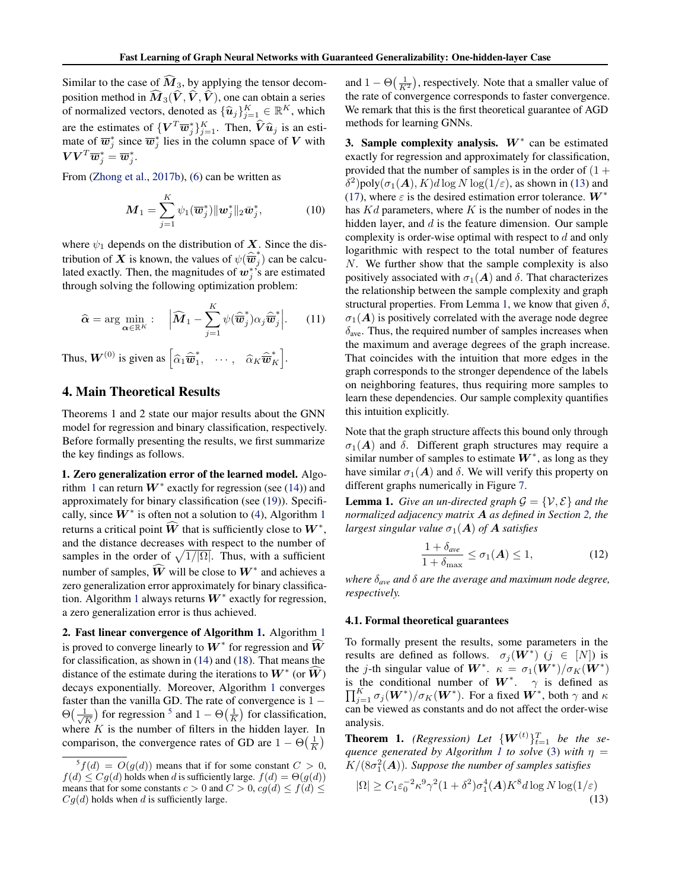Similar to the case of $\widehat{\boldsymbol{M}}_3$, by applying the tensor decomposition method in $\widehat{\boldsymbol{M}}_3(\widehat{\boldsymbol{V}}, \widehat{\boldsymbol{V}}, \widehat{\boldsymbol{V}})$, one can obtain a series of normalized vectors, denoted as $\{\widehat{\boldsymbol{u}}_j\}_{j=1}^K \in \mathbb{R}^K$, which are the estimates of $\{\boldsymbol{V}^T\overline{\boldsymbol{w}}_j^*\}_{j=1}^K$. Then, $\widehat{\boldsymbol{V}}\widehat{\boldsymbol{u}}_j$ is an estimate of $\overline{\boldsymbol{w}}_j^*$ since $\overline{\boldsymbol{w}}_j^*$ lies in the column space of $\boldsymbol{V}$ with $\boldsymbol{V}\boldsymbol{V}^T\overline{\boldsymbol{w}}_j^* = \overline{\boldsymbol{w}}_j^*$.

From (Zhong et al., 2017b), (6) can be written as

$$\boldsymbol{M}_1 = \sum_{j=1}^{K} \psi_1(\overline{\boldsymbol{w}}_j^*)\|\boldsymbol{w}_j^*\|_2\bar{\boldsymbol{w}}_j^*, \tag{10}$$

where $\psi_1$ depends on the distribution of $\boldsymbol{X}$. Since the distribution of $\boldsymbol{X}$ is known, the values of $\psi(\widehat{\overline{\boldsymbol{w}}}_j^*)$ can be calculated exactly. Then, the magnitudes of $\boldsymbol{w}_j^*$'s are estimated through solving the following optimization problem:

$$\widehat{\boldsymbol{\alpha}} = \arg\min_{\boldsymbol{\alpha}\in\mathbb{R}^K}: \quad \Big|\widehat{\boldsymbol{M}}_1 - \sum_{j=1}^{K}\psi(\widehat{\overline{\boldsymbol{w}}}_j^*)\alpha_j\widehat{\overline{\boldsymbol{w}}}_j^*\Big|. \tag{11}$$

Thus, $\boldsymbol{W}^{(0)}$ is given as $\Big[\widehat{\alpha}_1\widehat{\overline{\boldsymbol{w}}}_1^*, \quad \cdots, \quad \widehat{\alpha}_K\widehat{\overline{\boldsymbol{w}}}_K^*\Big]$.

## 4. Main Theoretical Results

Theorems 1 and 2 state our major results about the GNN model for regression and binary classification, respectively. Before formally presenting the results, we first summarize the key findings as follows.

**1. Zero generalization error of the learned model.** Algorithm 1 can return $\boldsymbol{W}^*$ exactly for regression (see (14)) and approximately for binary classification (see (19)). Specifically, since $\boldsymbol{W}^*$ is often not a solution to (4), Algorithm 1 returns a critical point $\widehat{\boldsymbol{W}}$ that is sufficiently close to $\boldsymbol{W}^*$, and the distance decreases with respect to the number of samples in the order of $\sqrt{1/|\Omega|}$. Thus, with a sufficient number of samples, $\widehat{\boldsymbol{W}}$ will be close to $\boldsymbol{W}^*$ and achieves a zero generalization error approximately for binary classification. Algorithm 1 always returns $\boldsymbol{W}^*$ exactly for regression, a zero generalization error is thus achieved.

**2. Fast linear convergence of Algorithm 1.** Algorithm 1 is proved to converge linearly to $\boldsymbol{W}^*$ for regression and $\widehat{\boldsymbol{W}}$ for classification, as shown in (14) and (18). That means the distance of the estimate during the iterations to $\boldsymbol{W}^*$ (or $\widehat{\boldsymbol{W}}$) decays exponentially. Moreover, Algorithm 1 converges faster than the vanilla GD. The rate of convergence is $1-\Theta\big(\frac{1}{\sqrt{K}}\big)$ for regression [5] and $1-\Theta\big(\frac{1}{K}\big)$ for classification, where $K$ is the number of filters in the hidden layer. In comparison, the convergence rates of GD are $1-\Theta\big(\frac{1}{K}\big)$ and $1-\Theta\big(\frac{1}{K^2}\big)$, respectively. Note that a smaller value of the rate of convergence corresponds to faster convergence. We remark that this is the first theoretical guarantee of AGD methods for learning GNNs.

**3. Sample complexity analysis.** $\boldsymbol{W}^*$ can be estimated exactly for regression and approximately for classification, provided that the number of samples is in the order of $(1+\delta^2)\text{poly}(\sigma_1(\boldsymbol{A}), K)d\log N\log(1/\varepsilon)$, as shown in (13) and (17), where $\varepsilon$ is the desired estimation error tolerance. $\boldsymbol{W}^*$ has $Kd$ parameters, where $K$ is the number of nodes in the hidden layer, and $d$ is the feature dimension. Our sample complexity is order-wise optimal with respect to $d$ and only logarithmic with respect to the total number of features $N$. We further show that the sample complexity is also positively associated with $\sigma_1(\boldsymbol{A})$ and $\delta$. That characterizes the relationship between the sample complexity and graph structural properties. From Lemma 1, we know that given $\delta$, $\sigma_1(\boldsymbol{A})$ is positively correlated with the average node degree $\delta_{\text{ave}}$. Thus, the required number of samples increases when the maximum and average degrees of the graph increase. That coincides with the intuition that more edges in the graph corresponds to the stronger dependence of the labels on neighboring features, thus requiring more samples to learn these dependencies. Our sample complexity quantifies this intuition explicitly.

Note that the graph structure affects this bound only through $\sigma_1(\boldsymbol{A})$ and $\delta$. Different graph structures may require a similar number of samples to estimate $\boldsymbol{W}^*$, as long as they have similar $\sigma_1(\boldsymbol{A})$ and $\delta$. We will verify this property on different graphs numerically in Figure 7.

**Lemma 1.** *Give an un-directed graph $\mathcal{G}=\{\mathcal{V},\mathcal{E}\}$ and the normalized adjacency matrix $\boldsymbol{A}$ as defined in Section 2, the largest singular value $\sigma_1(\boldsymbol{A})$ of $\boldsymbol{A}$ satisfies*

$$\frac{1+\delta_{ave}}{1+\delta_{\max}} \le \sigma_1(\boldsymbol{A}) \le 1, \tag{12}$$

*where $\delta_{ave}$ and $\delta$ are the average and maximum node degree, respectively.*

### 4.1. Formal theoretical guarantees

To formally present the results, some parameters in the results are defined as follows. $\sigma_j(\boldsymbol{W}^*)$ ($j\in[N]$) is the $j$-th singular value of $\boldsymbol{W}^*$. $\kappa = \sigma_1(\boldsymbol{W}^*)/\sigma_K(\boldsymbol{W}^*)$ is the conditional number of $\boldsymbol{W}^*$. $\gamma$ is defined as $\prod_{j=1}^K \sigma_j(\boldsymbol{W}^*)/\sigma_K(\boldsymbol{W}^*)$. For a fixed $\boldsymbol{W}^*$, both $\gamma$ and $\kappa$ can be viewed as constants and do not affect the order-wise analysis.

**Theorem 1.** *(Regression) Let $\{\boldsymbol{W}^{(t)}\}_{t=1}^T$ be the sequence generated by Algorithm 1 to solve (3) with $\eta = K/(8\sigma_1^2(\boldsymbol{A}))$. Suppose the number of samples satisfies*

$$|\Omega| \ge C_1\varepsilon_0^{-2}\kappa^9\gamma^2(1+\delta^2)\sigma_1^4(\boldsymbol{A})K^8 d\log N\log(1/\varepsilon) \tag{13}$$

[5] $f(d)=O(g(d))$ means that if for some constant $C>0$, $f(d)\le Cg(d)$ holds when $d$ is sufficiently large. $f(d)=\Theta(g(d))$ means that for some constants $c>0$ and $C>0$, $cg(d)\le f(d)\le Cg(d)$ holds when $d$ is sufficiently large.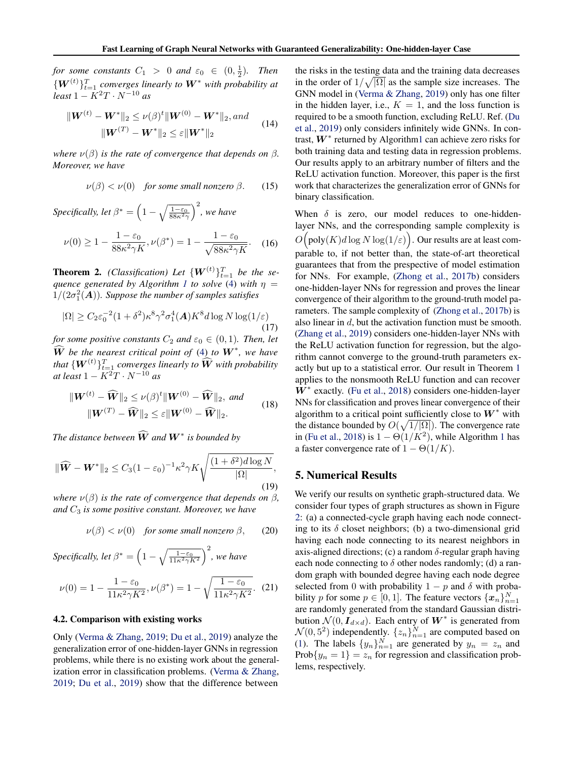*for some constants $C_1 > 0$ and $\varepsilon_0 \in (0, \frac{1}{2})$. Then $\{\boldsymbol{W}^{(t)}\}_{t=1}^T$ converges linearly to $\boldsymbol{W}^*$ with probability at least $1 - K^2 T \cdot N^{-10}$ as*

$$
\begin{aligned}
\|\boldsymbol{W}^{(t)} - \boldsymbol{W}^*\|_2 &\le \nu(\beta)^t \|\boldsymbol{W}^{(0)} - \boldsymbol{W}^*\|_2, and \\
\|\boldsymbol{W}^{(T)} - \boldsymbol{W}^*\|_2 &\le \varepsilon \|\boldsymbol{W}^*\|_2
\end{aligned}
\tag{14}
$$

*where $\nu(\beta)$ is the rate of convergence that depends on $\beta$. Moreover, we have*

$$
\nu(\beta) < \nu(0) \quad \text{for some small nonzero } \beta. \tag{15}
$$

*Specifically, let $\beta^* = \Big(1 - \sqrt{\frac{1-\varepsilon_0}{88\kappa^2\gamma}}\Big)^2$, we have*

$$
\nu(0) \ge 1 - \frac{1-\varepsilon_0}{88\kappa^2\gamma K}, \nu(\beta^*) = 1 - \frac{1-\varepsilon_0}{\sqrt{88\kappa^2\gamma K}}. \tag{16}
$$

**Theorem 2.** *(Classification) Let $\{\boldsymbol{W}^{(t)}\}_{t=1}^T$ be the sequence generated by Algorithm 1 to solve (4) with $\eta = 1/(2\sigma_1^2(\boldsymbol{A}))$. Suppose the number of samples satisfies*

$$
|\Omega| \ge C_2 \varepsilon_0^{-2}(1+\delta^2)\kappa^8\gamma^2\sigma_1^4(\boldsymbol{A})K^8 d\log N \log(1/\varepsilon) \tag{17}
$$

*for some positive constants $C_2$ and $\varepsilon_0 \in (0,1)$. Then, let $\widehat{\boldsymbol{W}}$ be the nearest critical point of (4) to $\boldsymbol{W}^*$, we have that $\{\boldsymbol{W}^{(t)}\}_{t=1}^T$ converges linearly to $\widehat{\boldsymbol{W}}$ with probability at least $1 - K^2 T \cdot N^{-10}$ as*

$$
\begin{aligned}
\|\boldsymbol{W}^{(t)} - \widehat{\boldsymbol{W}}\|_2 &\le \nu(\beta)^t \|\boldsymbol{W}^{(0)} - \widehat{\boldsymbol{W}}\|_2, \text{ and} \\
\|\boldsymbol{W}^{(T)} - \widehat{\boldsymbol{W}}\|_2 &\le \varepsilon \|\boldsymbol{W}^{(0)} - \widehat{\boldsymbol{W}}\|_2.
\end{aligned}
\tag{18}
$$

*The distance between $\widehat{\boldsymbol{W}}$ and $\boldsymbol{W}^*$ is bounded by*

$$
\|\widehat{\boldsymbol{W}} - \boldsymbol{W}^*\|_2 \le C_3(1-\varepsilon_0)^{-1}\kappa^2\gamma K \sqrt{\frac{(1+\delta^2)d\log N}{|\Omega|}}, \tag{19}
$$

*where $\nu(\beta)$ is the rate of convergence that depends on $\beta$, and $C_3$ is some positive constant. Moreover, we have*

$$
\nu(\beta) < \nu(0) \quad \text{for some small nonzero } \beta, \tag{20}
$$

*Specifically, let $\beta^* = \Big(1 - \sqrt{\frac{1-\varepsilon_0}{11\kappa^2\gamma K^2}}\Big)^2$, we have*

$$
\nu(0) = 1 - \frac{1-\varepsilon_0}{11\kappa^2\gamma K^2}, \nu(\beta^*) = 1 - \sqrt{\frac{1-\varepsilon_0}{11\kappa^2\gamma K^2}}. \tag{21}
$$

### 4.2. Comparison with existing works

Only (Verma & Zhang, 2019; Du et al., 2019) analyze the generalization error of one-hidden-layer GNNs in regression problems, while there is no existing work about the generalization error in classification problems. (Verma & Zhang, 2019; Du et al., 2019) show that the difference between the risks in the testing data and the training data decreases in the order of $1/\sqrt{|\Omega|}$ as the sample size increases. The GNN model in (Verma & Zhang, 2019) only has one filter in the hidden layer, i.e., $K = 1$, and the loss function is required to be a smooth function, excluding ReLU. Ref. (Du et al., 2019) only considers infinitely wide GNNs. In contrast, $\boldsymbol{W}^*$ returned by Algorithm1 can achieve zero risks for both training data and testing data in regression problems. Our results apply to an arbitrary number of filters and the ReLU activation function. Moreover, this paper is the first work that characterizes the generalization error of GNNs for binary classification.

When $\delta$ is zero, our model reduces to one-hidden-layer NNs, and the corresponding sample complexity is $O\Big(\text{poly}(K) d \log N \log(1/\varepsilon)\Big)$. Our results are at least comparable to, if not better than, the state-of-art theoretical guarantees that from the prespective of model estimation for NNs. For example, (Zhong et al., 2017b) considers one-hidden-layer NNs for regression and proves the linear convergence of their algorithm to the ground-truth model parameters. The sample complexity of (Zhong et al., 2017b) is also linear in $d$, but the activation function must be smooth. (Zhang et al., 2019) considers one-hidden-layer NNs with the ReLU activation function for regression, but the algorithm cannot converge to the ground-truth parameters exactly but up to a statistical error. Our result in Theorem 1 applies to the nonsmooth ReLU function and can recover $\boldsymbol{W}^*$ exactly. (Fu et al., 2018) considers one-hidden-layer NNs for classification and proves linear convergence of their algorithm to a critical point sufficiently close to $\boldsymbol{W}^*$ with the distance bounded by $O(\sqrt{1/|\Omega|})$. The convergence rate in (Fu et al., 2018) is $1 - \Theta(1/K^2)$, while Algorithm 1 has a faster convergence rate of $1 - \Theta(1/K)$.

## 5. Numerical Results

We verify our results on synthetic graph-structured data. We consider four types of graph structures as shown in Figure 2: (a) a connected-cycle graph having each node connecting to its $\delta$ closet neighbors; (b) a two-dimensional grid having each node connecting to its nearest neighbors in axis-aligned directions; (c) a random $\delta$-regular graph having each node connecting to $\delta$ other nodes randomly; (d) a random graph with bounded degree having each node degree selected from 0 with probability $1-p$ and $\delta$ with probability $p$ for some $p \in [0,1]$. The feature vectors $\{\boldsymbol{x}_n\}_{n=1}^N$ are randomly generated from the standard Gaussian distribution $\mathcal{N}(0, \boldsymbol{I}_{d\times d})$. Each entry of $\boldsymbol{W}^*$ is generated from $\mathcal{N}(0, 5^2)$ independently. $\{z_n\}_{n=1}^N$ are computed based on (1). The labels $\{y_n\}_{n=1}^N$ are generated by $y_n = z_n$ and $\text{Prob}\{y_n = 1\} = z_n$ for regression and classification problems, respectively.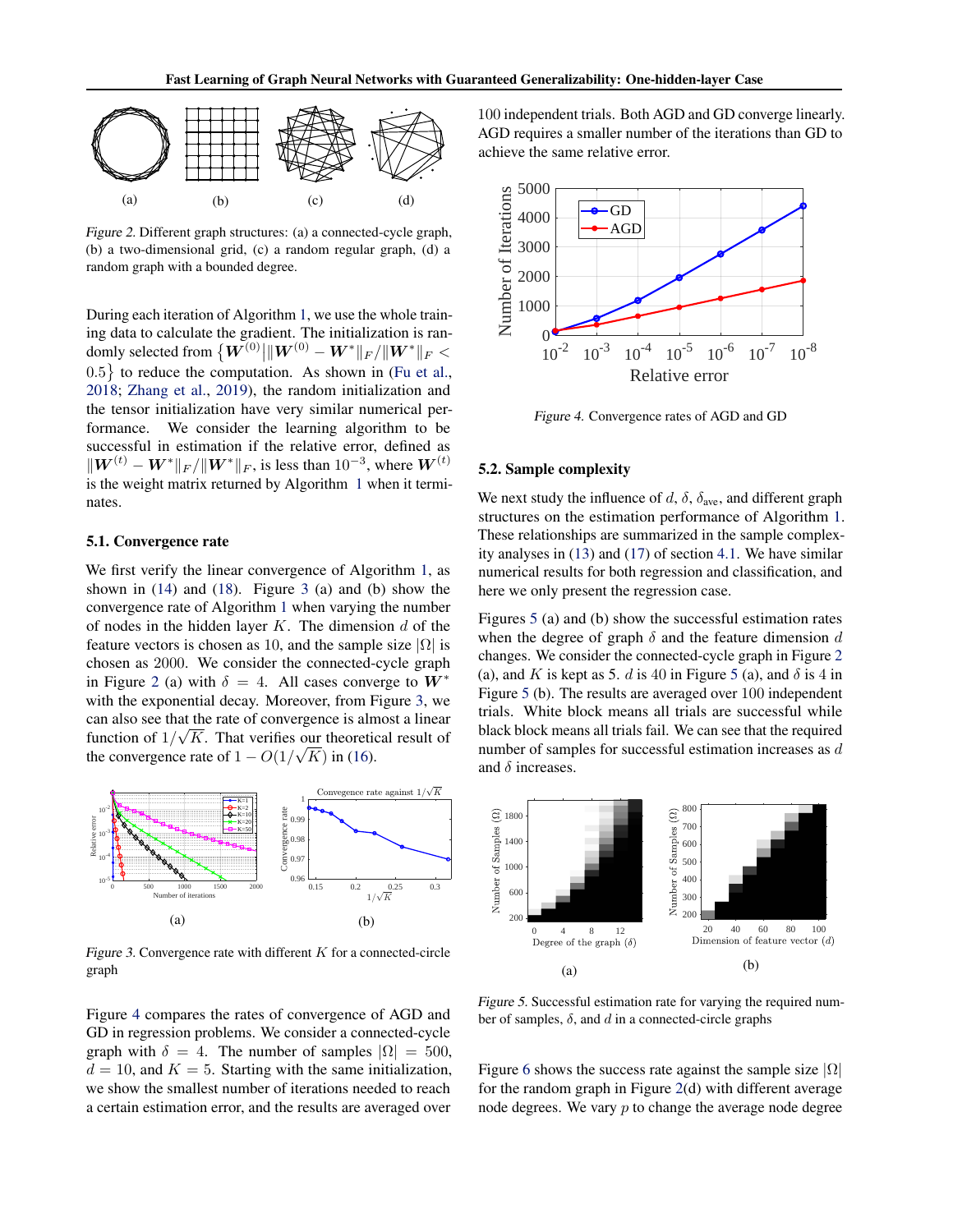(a)   (b)   (c)   (d)

*Figure 2.* Different graph structures: (a) a connected-cycle graph, (b) a two-dimensional grid, (c) a random regular graph, (d) a random graph with a bounded degree.

During each iteration of Algorithm 1, we use the whole training data to calculate the gradient. The initialization is randomly selected from $\{\boldsymbol{W}^{(0)} \big| \|\boldsymbol{W}^{(0)} - \boldsymbol{W}^*\|_F / \|\boldsymbol{W}^*\|_F < 0.5\}$ to reduce the computation. As shown in (Fu et al., 2018; Zhang et al., 2019), the random initialization and the tensor initialization have very similar numerical performance. We consider the learning algorithm to be successful in estimation if the relative error, defined as $\|\boldsymbol{W}^{(t)} - \boldsymbol{W}^*\|_F / \|\boldsymbol{W}^*\|_F$, is less than $10^{-3}$, where $\boldsymbol{W}^{(t)}$ is the weight matrix returned by Algorithm 1 when it terminates.

### 5.1. Convergence rate

We first verify the linear convergence of Algorithm 1, as shown in (14) and (18). Figure 3 (a) and (b) show the convergence rate of Algorithm 1 when varying the number of nodes in the hidden layer $K$. The dimension $d$ of the feature vectors is chosen as 10, and the sample size $|\Omega|$ is chosen as 2000. We consider the connected-cycle graph in Figure 2 (a) with $\delta = 4$. All cases converge to $\boldsymbol{W}^*$ with the exponential decay. Moreover, from Figure 3, we can also see that the rate of convergence is almost a linear function of $1/\sqrt{K}$. That verifies our theoretical result of the convergence rate of $1 - O(1/\sqrt{K})$ in (16).

(a)   (b)

*Figure 3.* Convergence rate with different $K$ for a connected-circle graph

Figure 4 compares the rates of convergence of AGD and GD in regression problems. We consider a connected-cycle graph with $\delta = 4$. The number of samples $|\Omega| = 500$, $d = 10$, and $K = 5$. Starting with the same initialization, we show the smallest number of iterations needed to reach a certain estimation error, and the results are averaged over 100 independent trials. Both AGD and GD converge linearly. AGD requires a smaller number of the iterations than GD to achieve the same relative error.

*Figure 4.* Convergence rates of AGD and GD

### 5.2. Sample complexity

We next study the influence of $d$, $\delta$, $\delta_{\text{ave}}$, and different graph structures on the estimation performance of Algorithm 1. These relationships are summarized in the sample complexity analyses in (13) and (17) of section 4.1. We have similar numerical results for both regression and classification, and here we only present the regression case.

Figures 5 (a) and (b) show the successful estimation rates when the degree of graph $\delta$ and the feature dimension $d$ changes. We consider the connected-cycle graph in Figure 2 (a), and $K$ is kept as 5. $d$ is 40 in Figure 5 (a), and $\delta$ is 4 in Figure 5 (b). The results are averaged over 100 independent trials. White block means all trials are successful while black block means all trials fail. We can see that the required number of samples for successful estimation increases as $d$ and $\delta$ increases.

(a)   (b)

*Figure 5.* Successful estimation rate for varying the required number of samples, $\delta$, and $d$ in a connected-circle graphs

Figure 6 shows the success rate against the sample size $|\Omega|$ for the random graph in Figure 2(d) with different average node degrees. We vary $p$ to change the average node degree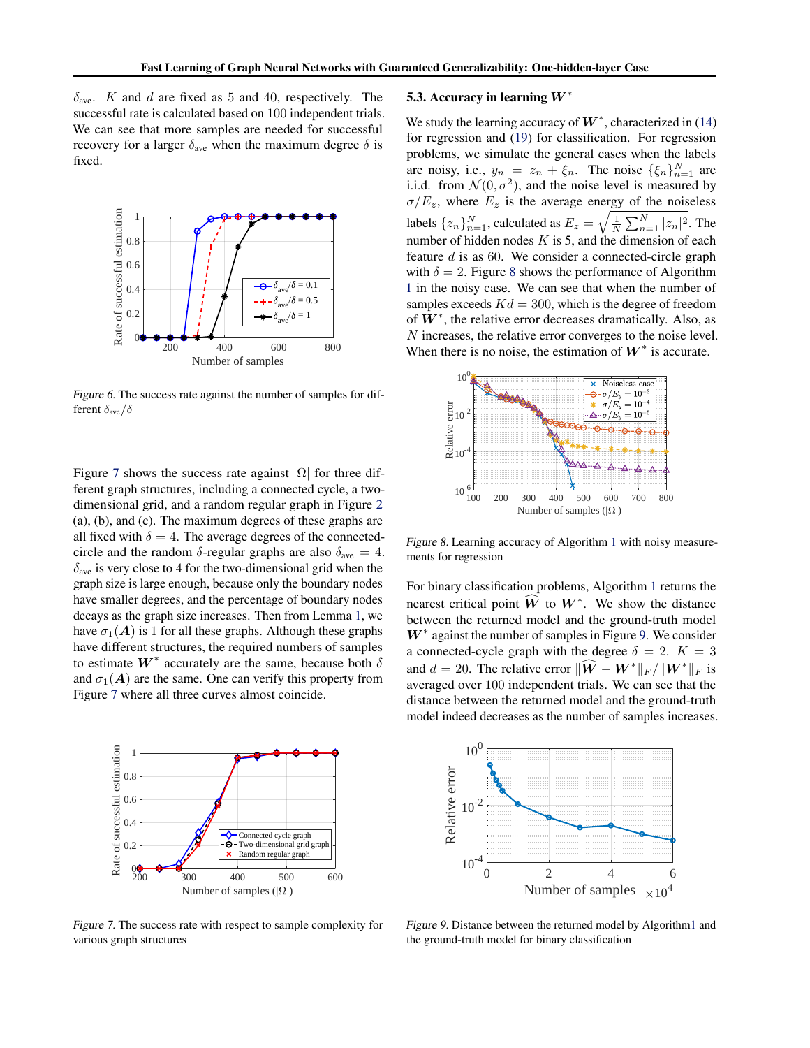$\delta_{\text{ave}}$. $K$ and $d$ are fixed as 5 and 40, respectively. The successful rate is calculated based on 100 independent trials. We can see that more samples are needed for successful recovery for a larger $\delta_{\text{ave}}$ when the maximum degree $\delta$ is fixed.

*Figure 6.* The success rate against the number of samples for different $\delta_{\text{ave}}/\delta$

Figure 7 shows the success rate against $|\Omega|$ for three different graph structures, including a connected cycle, a two-dimensional grid, and a random regular graph in Figure 2 (a), (b), and (c). The maximum degrees of these graphs are all fixed with $\delta = 4$. The average degrees of the connected-circle and the random $\delta$-regular graphs are also $\delta_{\text{ave}} = 4$. $\delta_{\text{ave}}$ is very close to 4 for the two-dimensional grid when the graph size is large enough, because only the boundary nodes have smaller degrees, and the percentage of boundary nodes decays as the graph size increases. Then from Lemma 1, we have $\sigma_1(\boldsymbol{A})$ is 1 for all these graphs. Although these graphs have different structures, the required numbers of samples to estimate $\boldsymbol{W}^*$ accurately are the same, because both $\delta$ and $\sigma_1(\boldsymbol{A})$ are the same. One can verify this property from Figure 7 where all three curves almost coincide.

*Figure 7.* The success rate with respect to sample complexity for various graph structures

### 5.3. Accuracy in learning $\boldsymbol{W}^*$

We study the learning accuracy of $\boldsymbol{W}^*$, characterized in (14) for regression and (19) for classification. For regression problems, we simulate the general cases when the labels are noisy, i.e., $y_n = z_n + \xi_n$. The noise $\{\xi_n\}_{n=1}^N$ are i.i.d. from $\mathcal{N}(0, \sigma^2)$, and the noise level is measured by $\sigma/E_z$, where $E_z$ is the average energy of the noiseless labels $\{z_n\}_{n=1}^N$, calculated as $E_z = \sqrt{\frac{1}{N}\sum_{n=1}^N |z_n|^2}$. The number of hidden nodes $K$ is 5, and the dimension of each feature $d$ is as 60. We consider a connected-circle graph with $\delta = 2$. Figure 8 shows the performance of Algorithm 1 in the noisy case. We can see that when the number of samples exceeds $Kd = 300$, which is the degree of freedom of $\boldsymbol{W}^*$, the relative error decreases dramatically. Also, as $N$ increases, the relative error converges to the noise level. When there is no noise, the estimation of $\boldsymbol{W}^*$ is accurate.

*Figure 8.* Learning accuracy of Algorithm 1 with noisy measurements for regression

For binary classification problems, Algorithm 1 returns the nearest critical point $\widehat{\boldsymbol{W}}$ to $\boldsymbol{W}^*$. We show the distance between the returned model and the ground-truth model $\boldsymbol{W}^*$ against the number of samples in Figure 9. We consider a connected-cycle graph with the degree $\delta = 2$. $K = 3$ and $d = 20$. The relative error $\|\widehat{\boldsymbol{W}} - \boldsymbol{W}^*\|_F / \|\boldsymbol{W}^*\|_F$ is averaged over 100 independent trials. We can see that the distance between the returned model and the ground-truth model indeed decreases as the number of samples increases.

*Figure 9.* Distance between the returned model by Algorithm1 and the ground-truth model for binary classification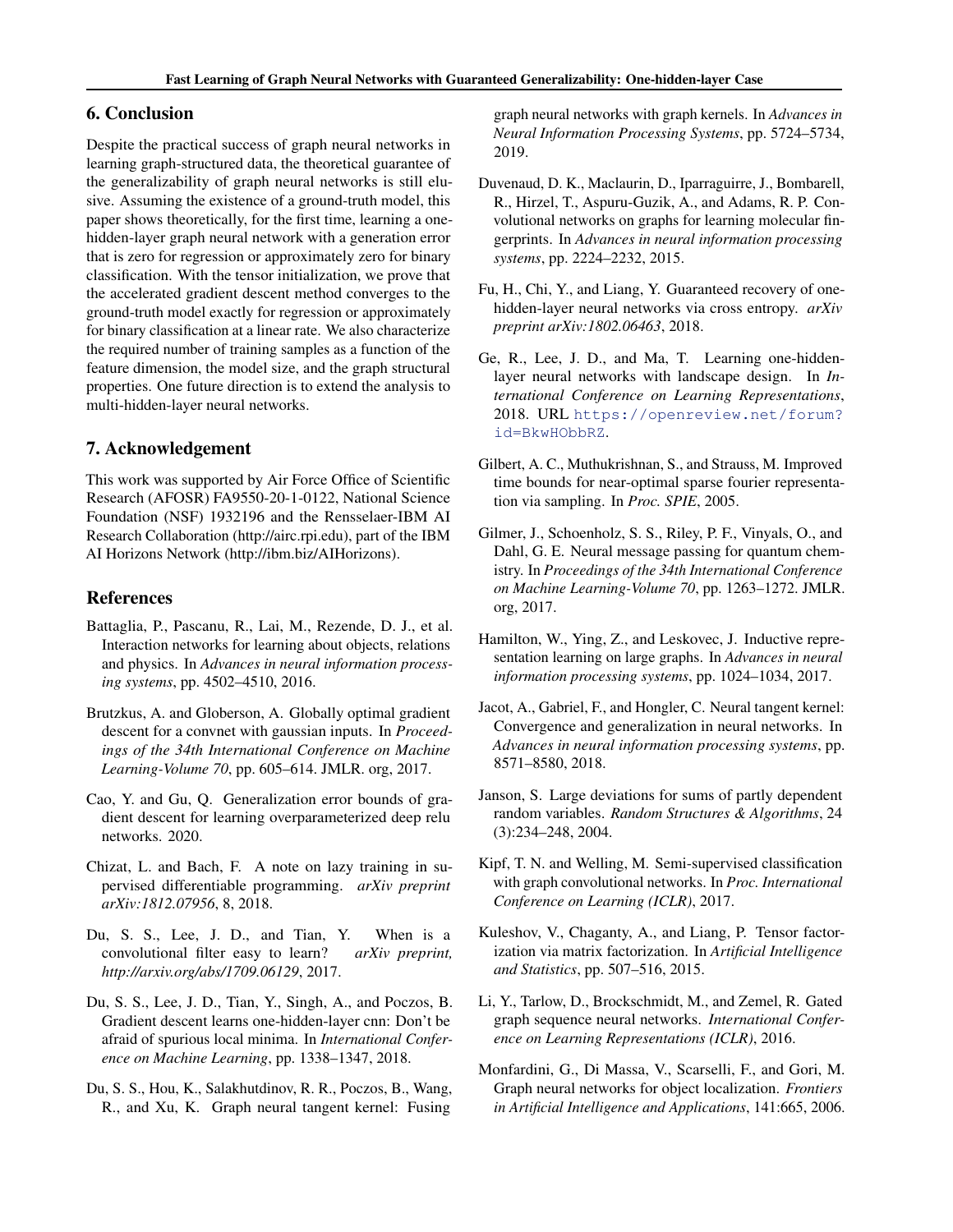## 6. Conclusion

Despite the practical success of graph neural networks in learning graph-structured data, the theoretical guarantee of the generalizability of graph neural networks is still elusive. Assuming the existence of a ground-truth model, this paper shows theoretically, for the first time, learning a one-hidden-layer graph neural network with a generation error that is zero for regression or approximately zero for binary classification. With the tensor initialization, we prove that the accelerated gradient descent method converges to the ground-truth model exactly for regression or approximately for binary classification at a linear rate. We also characterize the required number of training samples as a function of the feature dimension, the model size, and the graph structural properties. One future direction is to extend the analysis to multi-hidden-layer neural networks.

## 7. Acknowledgement

This work was supported by Air Force Office of Scientific Research (AFOSR) FA9550-20-1-0122, National Science Foundation (NSF) 1932196 and the Rensselaer-IBM AI Research Collaboration (http://airc.rpi.edu), part of the IBM AI Horizons Network (http://ibm.biz/AIHorizons).

## References

Battaglia, P., Pascanu, R., Lai, M., Rezende, D. J., et al. Interaction networks for learning about objects, relations and physics. In *Advances in neural information processing systems*, pp. 4502–4510, 2016.

Brutzkus, A. and Globerson, A. Globally optimal gradient descent for a convnet with gaussian inputs. In *Proceedings of the 34th International Conference on Machine Learning-Volume 70*, pp. 605–614. JMLR. org, 2017.

Cao, Y. and Gu, Q. Generalization error bounds of gradient descent for learning overparameterized deep relu networks. 2020.

Chizat, L. and Bach, F. A note on lazy training in supervised differentiable programming. *arXiv preprint arXiv:1812.07956*, 8, 2018.

Du, S. S., Lee, J. D., and Tian, Y. When is a convolutional filter easy to learn? *arXiv preprint, http://arxiv.org/abs/1709.06129*, 2017.

Du, S. S., Lee, J. D., Tian, Y., Singh, A., and Poczos, B. Gradient descent learns one-hidden-layer cnn: Don't be afraid of spurious local minima. In *International Conference on Machine Learning*, pp. 1338–1347, 2018.

Du, S. S., Hou, K., Salakhutdinov, R. R., Poczos, B., Wang, R., and Xu, K. Graph neural tangent kernel: Fusing graph neural networks with graph kernels. In *Advances in Neural Information Processing Systems*, pp. 5724–5734, 2019.

Duvenaud, D. K., Maclaurin, D., Iparraguirre, J., Bombarell, R., Hirzel, T., Aspuru-Guzik, A., and Adams, R. P. Convolutional networks on graphs for learning molecular fingerprints. In *Advances in neural information processing systems*, pp. 2224–2232, 2015.

Fu, H., Chi, Y., and Liang, Y. Guaranteed recovery of one-hidden-layer neural networks via cross entropy. *arXiv preprint arXiv:1802.06463*, 2018.

Ge, R., Lee, J. D., and Ma, T. Learning one-hidden-layer neural networks with landscape design. In *International Conference on Learning Representations*, 2018. URL https://openreview.net/forum?id=BkwHObbRZ.

Gilbert, A. C., Muthukrishnan, S., and Strauss, M. Improved time bounds for near-optimal sparse fourier representation via sampling. In *Proc. SPIE*, 2005.

Gilmer, J., Schoenholz, S. S., Riley, P. F., Vinyals, O., and Dahl, G. E. Neural message passing for quantum chemistry. In *Proceedings of the 34th International Conference on Machine Learning-Volume 70*, pp. 1263–1272. JMLR. org, 2017.

Hamilton, W., Ying, Z., and Leskovec, J. Inductive representation learning on large graphs. In *Advances in neural information processing systems*, pp. 1024–1034, 2017.

Jacot, A., Gabriel, F., and Hongler, C. Neural tangent kernel: Convergence and generalization in neural networks. In *Advances in neural information processing systems*, pp. 8571–8580, 2018.

Janson, S. Large deviations for sums of partly dependent random variables. *Random Structures & Algorithms*, 24 (3):234–248, 2004.

Kipf, T. N. and Welling, M. Semi-supervised classification with graph convolutional networks. In *Proc. International Conference on Learning (ICLR)*, 2017.

Kuleshov, V., Chaganty, A., and Liang, P. Tensor factorization via matrix factorization. In *Artificial Intelligence and Statistics*, pp. 507–516, 2015.

Li, Y., Tarlow, D., Brockschmidt, M., and Zemel, R. Gated graph sequence neural networks. *International Conference on Learning Representations (ICLR)*, 2016.

Monfardini, G., Di Massa, V., Scarselli, F., and Gori, M. Graph neural networks for object localization. *Frontiers in Artificial Intelligence and Applications*, 141:665, 2006.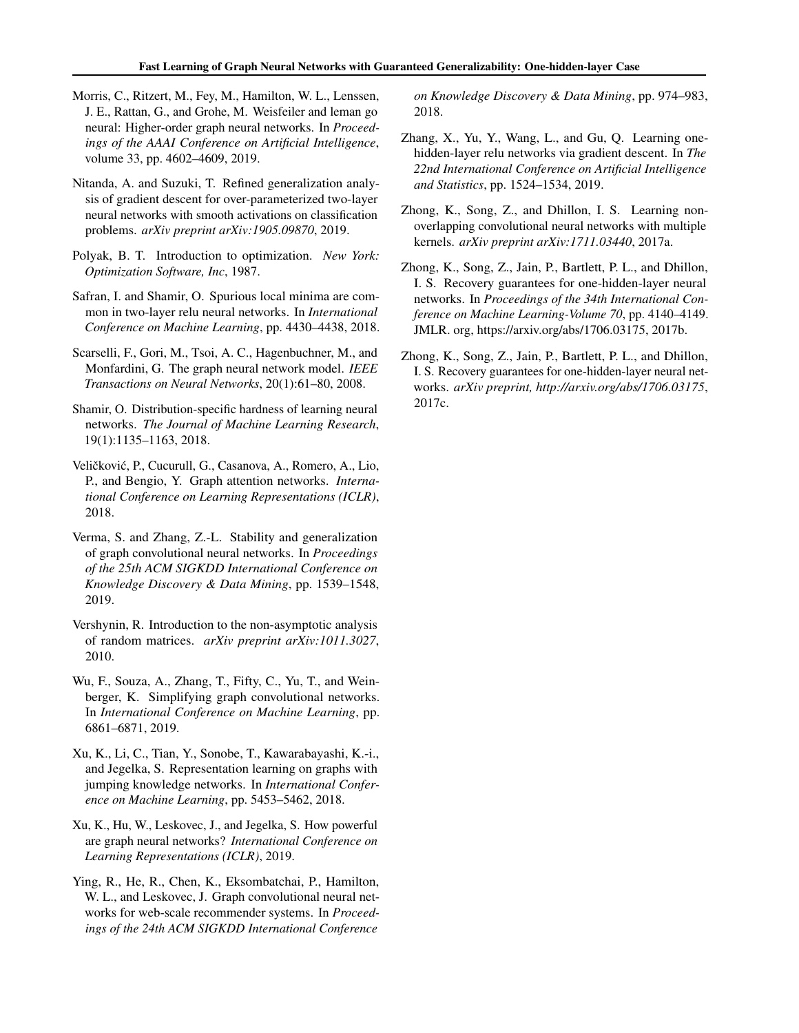Morris, C., Ritzert, M., Fey, M., Hamilton, W. L., Lenssen, J. E., Rattan, G., and Grohe, M. Weisfeiler and leman go neural: Higher-order graph neural networks. In *Proceedings of the AAAI Conference on Artificial Intelligence*, volume 33, pp. 4602–4609, 2019.

Nitanda, A. and Suzuki, T. Refined generalization analysis of gradient descent for over-parameterized two-layer neural networks with smooth activations on classification problems. *arXiv preprint arXiv:1905.09870*, 2019.

Polyak, B. T. Introduction to optimization. *New York: Optimization Software, Inc*, 1987.

Safran, I. and Shamir, O. Spurious local minima are common in two-layer relu neural networks. In *International Conference on Machine Learning*, pp. 4430–4438, 2018.

Scarselli, F., Gori, M., Tsoi, A. C., Hagenbuchner, M., and Monfardini, G. The graph neural network model. *IEEE Transactions on Neural Networks*, 20(1):61–80, 2008.

Shamir, O. Distribution-specific hardness of learning neural networks. *The Journal of Machine Learning Research*, 19(1):1135–1163, 2018.

Veličković, P., Cucurull, G., Casanova, A., Romero, A., Lio, P., and Bengio, Y. Graph attention networks. *International Conference on Learning Representations (ICLR)*, 2018.

Verma, S. and Zhang, Z.-L. Stability and generalization of graph convolutional neural networks. In *Proceedings of the 25th ACM SIGKDD International Conference on Knowledge Discovery & Data Mining*, pp. 1539–1548, 2019.

Vershynin, R. Introduction to the non-asymptotic analysis of random matrices. *arXiv preprint arXiv:1011.3027*, 2010.

Wu, F., Souza, A., Zhang, T., Fifty, C., Yu, T., and Weinberger, K. Simplifying graph convolutional networks. In *International Conference on Machine Learning*, pp. 6861–6871, 2019.

Xu, K., Li, C., Tian, Y., Sonobe, T., Kawarabayashi, K.-i., and Jegelka, S. Representation learning on graphs with jumping knowledge networks. In *International Conference on Machine Learning*, pp. 5453–5462, 2018.

Xu, K., Hu, W., Leskovec, J., and Jegelka, S. How powerful are graph neural networks? *International Conference on Learning Representations (ICLR)*, 2019.

Ying, R., He, R., Chen, K., Eksombatchai, P., Hamilton, W. L., and Leskovec, J. Graph convolutional neural networks for web-scale recommender systems. In *Proceedings of the 24th ACM SIGKDD International Conference on Knowledge Discovery & Data Mining*, pp. 974–983, 2018.

Zhang, X., Yu, Y., Wang, L., and Gu, Q. Learning one-hidden-layer relu networks via gradient descent. In *The 22nd International Conference on Artificial Intelligence and Statistics*, pp. 1524–1534, 2019.

Zhong, K., Song, Z., and Dhillon, I. S. Learning non-overlapping convolutional neural networks with multiple kernels. *arXiv preprint arXiv:1711.03440*, 2017a.

Zhong, K., Song, Z., Jain, P., Bartlett, P. L., and Dhillon, I. S. Recovery guarantees for one-hidden-layer neural networks. In *Proceedings of the 34th International Conference on Machine Learning-Volume 70*, pp. 4140–4149. JMLR. org, https://arxiv.org/abs/1706.03175, 2017b.

Zhong, K., Song, Z., Jain, P., Bartlett, P. L., and Dhillon, I. S. Recovery guarantees for one-hidden-layer neural networks. *arXiv preprint, http://arxiv.org/abs/1706.03175*, 2017c.